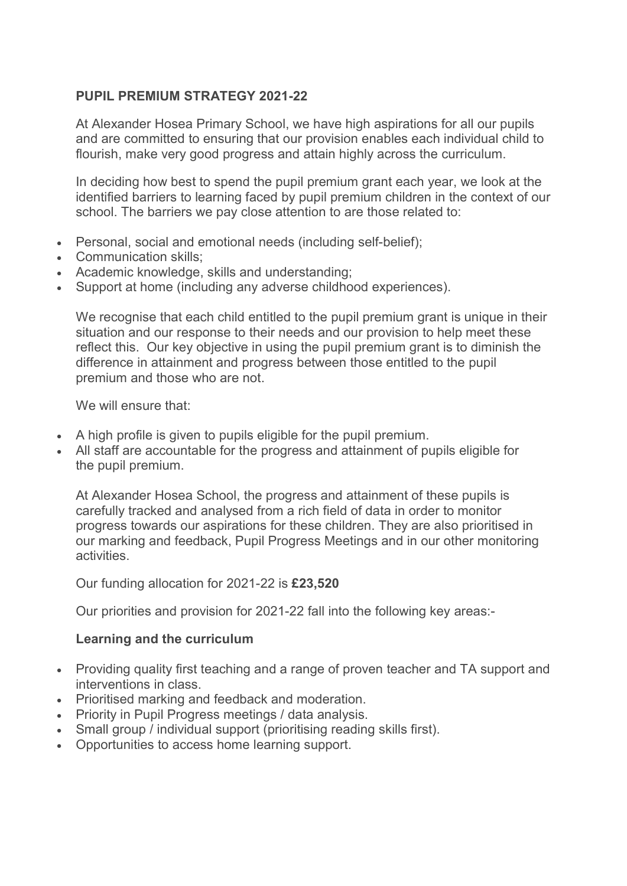# PUPIL PREMIUM STRATEGY 2021-22

At Alexander Hosea Primary School, we have high aspirations for all our pupils and are committed to ensuring that our provision enables each individual child to flourish, make very good progress and attain highly across the curriculum.

In deciding how best to spend the pupil premium grant each year, we look at the identified barriers to learning faced by pupil premium children in the context of our school. The barriers we pay close attention to are those related to:

- Personal, social and emotional needs (including self-belief);
- Communication skills;
- Academic knowledge, skills and understanding;
- Support at home (including any adverse childhood experiences).

We recognise that each child entitled to the pupil premium grant is unique in their situation and our response to their needs and our provision to help meet these reflect this. Our key objective in using the pupil premium grant is to diminish the difference in attainment and progress between those entitled to the pupil premium and those who are not.

We will ensure that:

- A high profile is given to pupils eligible for the pupil premium.
- All staff are accountable for the progress and attainment of pupils eligible for the pupil premium.

At Alexander Hosea School, the progress and attainment of these pupils is carefully tracked and analysed from a rich field of data in order to monitor progress towards our aspirations for these children. They are also prioritised in our marking and feedback, Pupil Progress Meetings and in our other monitoring activities.

Our funding allocation for 2021-22 is **£23,520**

Our priorities and provision for 2021-22 fall into the following key areas:-

## Learning and the curriculum

- Providing quality first teaching and a range of proven teacher and TA support and interventions in class.
- Prioritised marking and feedback and moderation.
- Priority in Pupil Progress meetings / data analysis.
- Small group / individual support (prioritising reading skills first).
- Opportunities to access home learning support.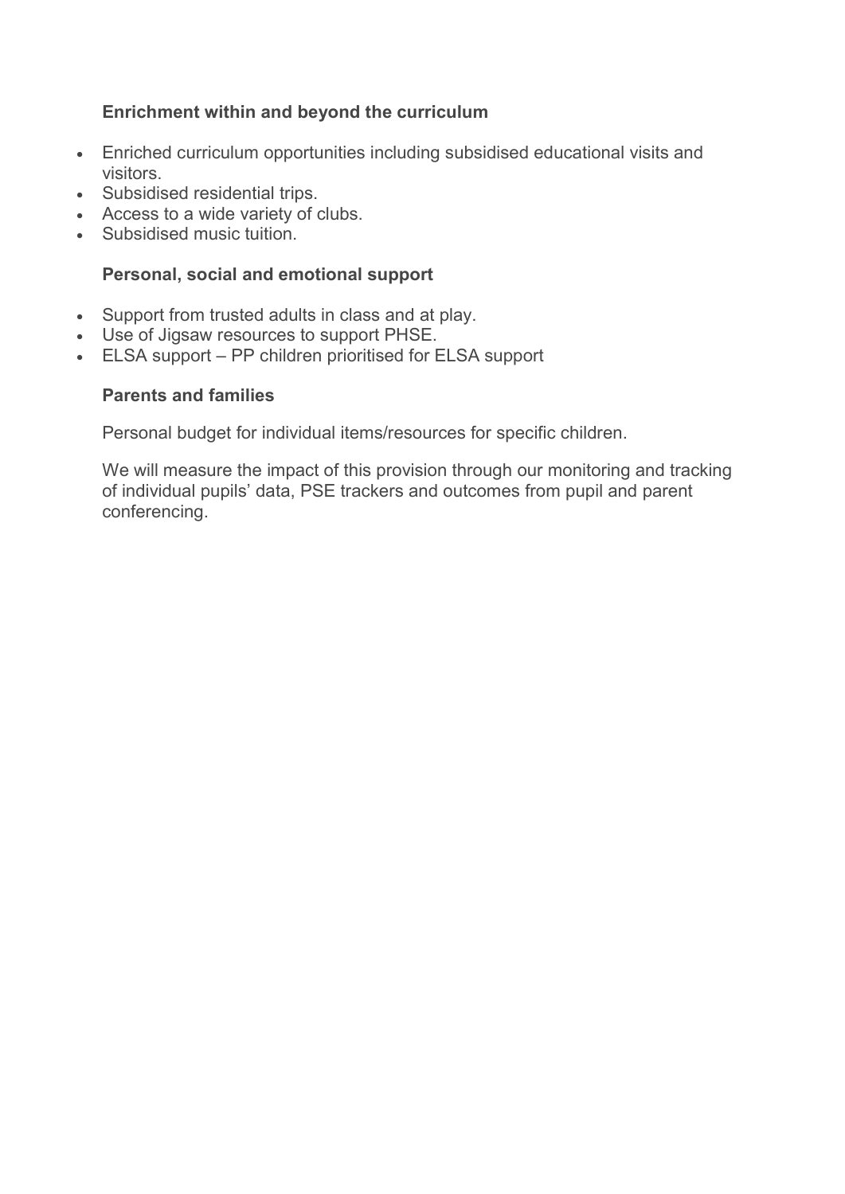**Enrichment within and beyond the curriculum**

- Enriched curriculum opportunities including subsidised educational visits and visitors.
- Subsidised residential trips.
- Access to a wide variety of clubs.
- Subsidised music tuition.

**Personal, social and emotional support**

- Support from trusted adults in class and at play.
- Use of Jigsaw resources to support PHSE.
- ELSA support – PP children prioritised for ELSA support

**Parents and families**

Personal budget for individual items/resources for specific children.

We will measure the impact of this provision through our monitoring and tracking of individual pupils' data, PSE trackers and outcomes from pupil and parent conferencing.